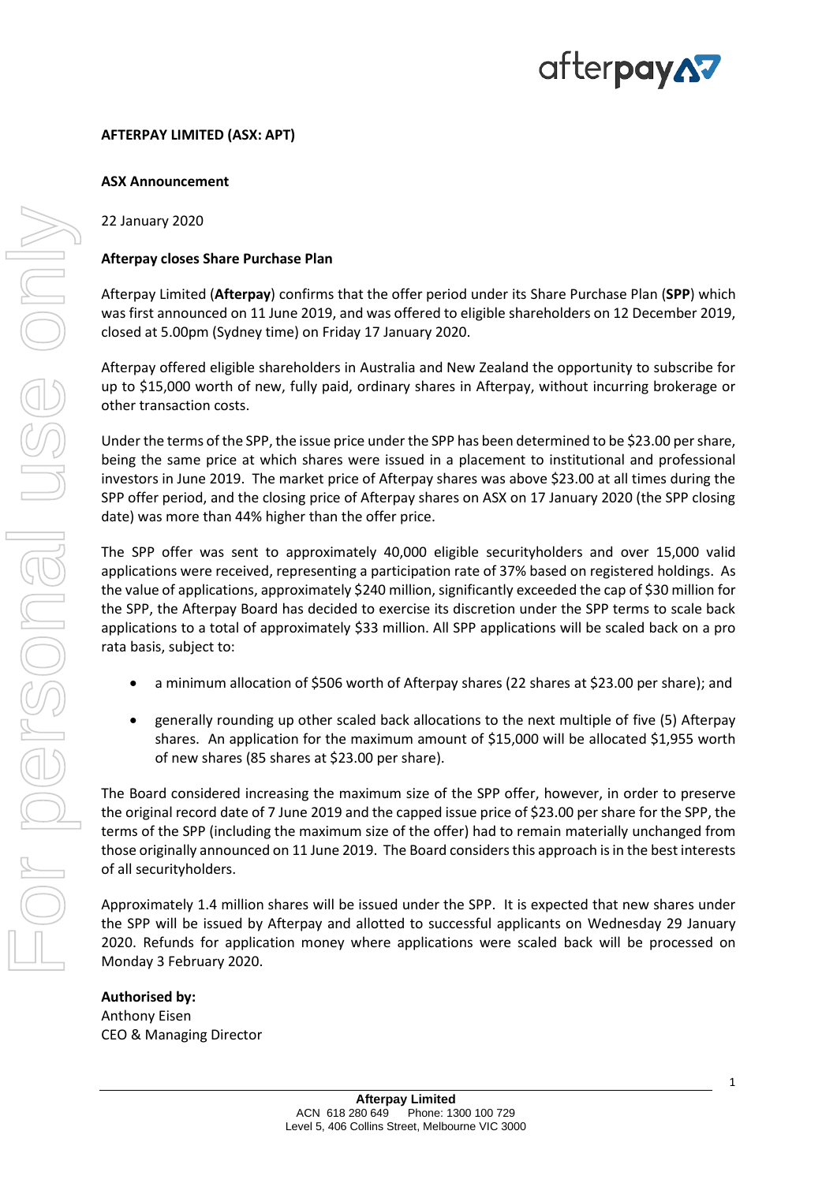**AFTERPAY LIMITED (ASX: APT)**

**ASX Announcement**

22 January 2020

**Afterpay closes Share Purchase Plan**

Afterpay Limited (**Afterpay**) confirms that the offer period under its Share Purchase Plan (**SPP**) which was first announced on 11 June 2019, and was offered to eligible shareholders on 12 December 2019, closed at 5.00pm (Sydney time) on Friday 17 January 2020.

Afterpay offered eligible shareholders in Australia and New Zealand the opportunity to subscribe for up to $15,000 worth of new, fully paid, ordinary shares in Afterpay, without incurring brokerage or other transaction costs.

Under the terms of the SPP, the issue price under the SPP has been determined to be $23.00 per share, being the same price at which shares were issued in a placement to institutional and professional investors in June 2019. The market price of Afterpay shares was above $23.00 at all times during the SPP offer period, and the closing price of Afterpay shares on ASX on 17 January 2020 (the SPP closing date) was more than 44% higher than the offer price.

The SPP offer was sent to approximately 40,000 eligible securityholders and over 15,000 valid applications were received, representing a participation rate of 37% based on registered holdings. As the value of applications, approximately $240 million, significantly exceeded the cap of $30 million for the SPP, the Afterpay Board has decided to exercise its discretion under the SPP terms to scale back applications to a total of approximately $33 million. All SPP applications will be scaled back on a pro rata basis, subject to:

- a minimum allocation of $506 worth of Afterpay shares (22 shares at $23.00 per share); and
- generally rounding up other scaled back allocations to the next multiple of five (5) Afterpay shares. An application for the maximum amount of $15,000 will be allocated $1,955 worth of new shares (85 shares at $23.00 per share).

The Board considered increasing the maximum size of the SPP offer, however, in order to preserve the original record date of 7 June 2019 and the capped issue price of $23.00 per share for the SPP, the terms of the SPP (including the maximum size of the offer) had to remain materially unchanged from those originally announced on 11 June 2019. The Board considers this approach is in the best interests of all securityholders.

Approximately 1.4 million shares will be issued under the SPP. It is expected that new shares under the SPP will be issued by Afterpay and allotted to successful applicants on Wednesday 29 January 2020. Refunds for application money where applications were scaled back will be processed on Monday 3 February 2020.

**Authorised by:**
Anthony Eisen
CEO & Managing Director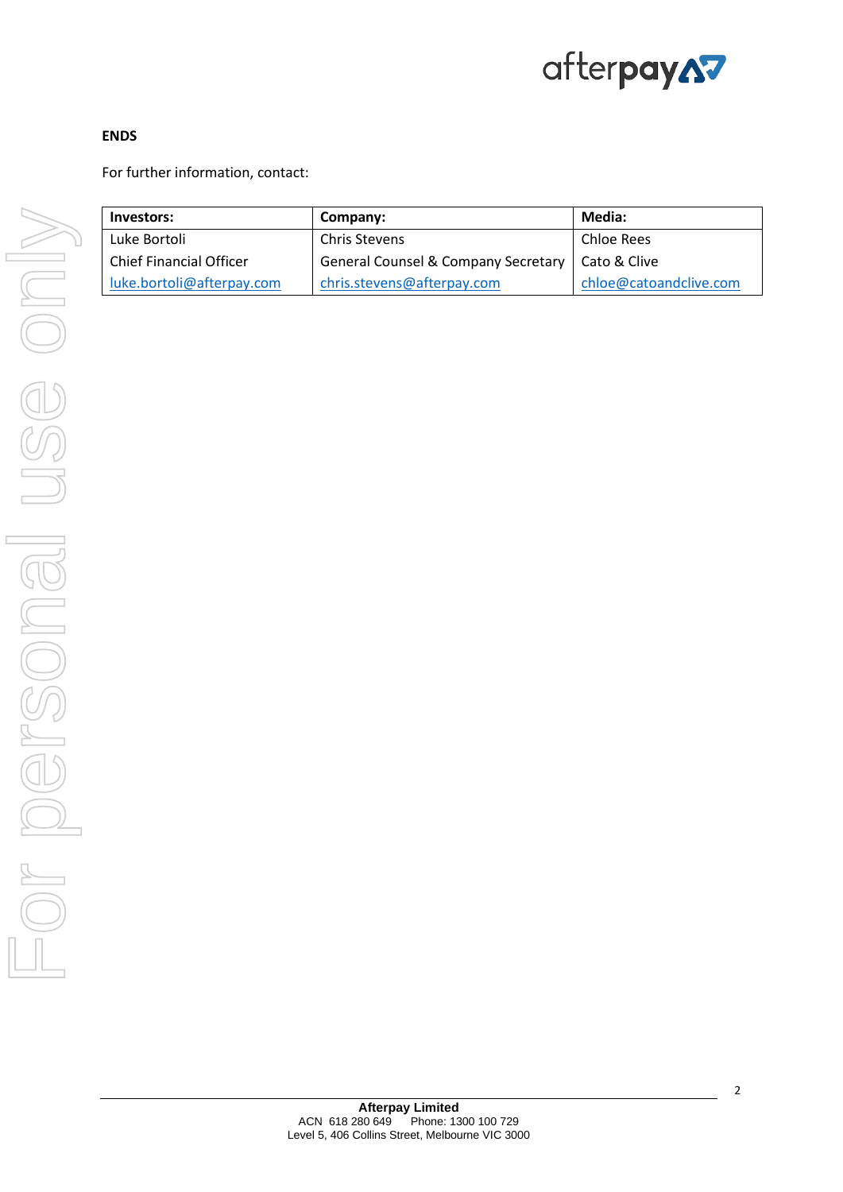**ENDS**

For further information, contact:

| Investors: | Company: | Media: |
|---|---|---|
| Luke Bortoli | Chris Stevens | Chloe Rees |
| Chief Financial Officer | General Counsel & Company Secretary | Cato & Clive |
| luke.bortoli@afterpay.com | chris.stevens@afterpay.com | chloe@catoandclive.com |